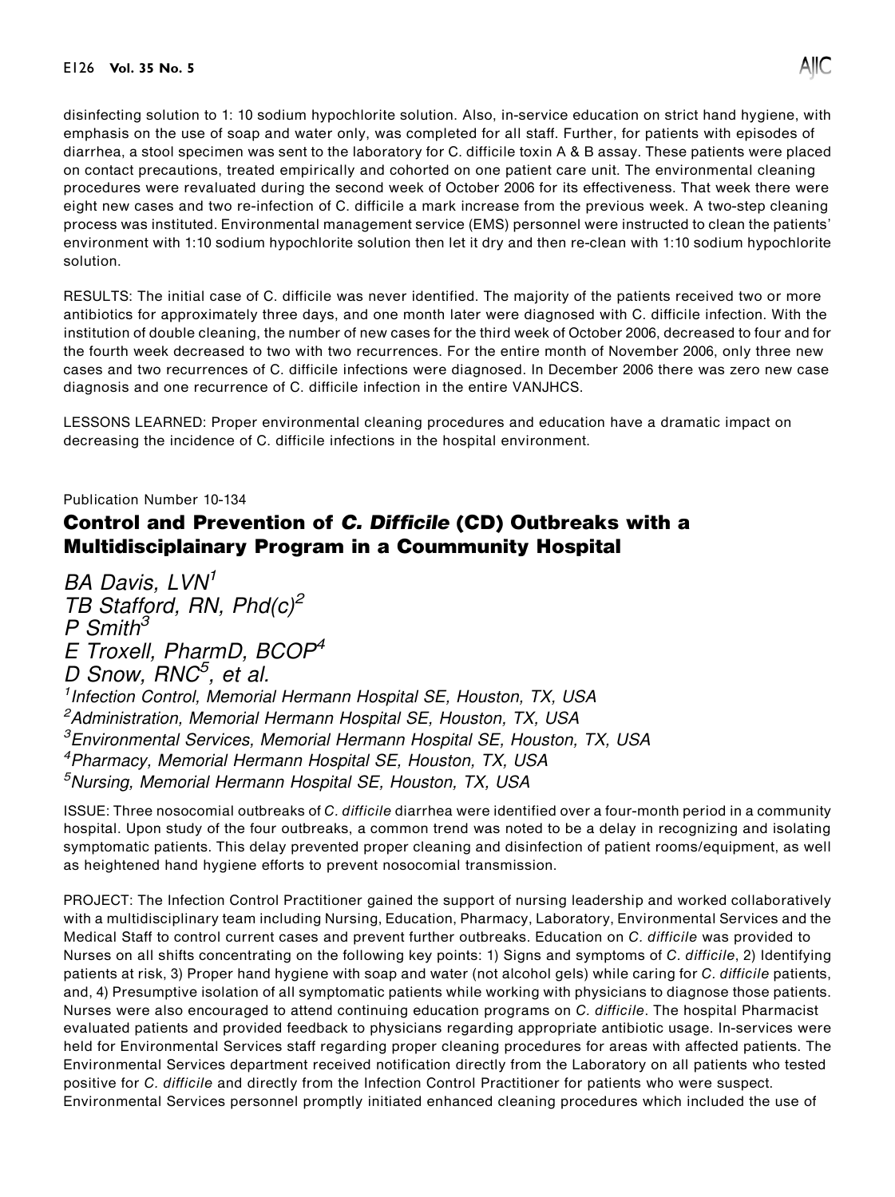disinfecting solution to 1: 10 sodium hypochlorite solution. Also, in-service education on strict hand hygiene, with emphasis on the use of soap and water only, was completed for all staff. Further, for patients with episodes of diarrhea, a stool specimen was sent to the laboratory for C. difficile toxin A & B assay. These patients were placed on contact precautions, treated empirically and cohorted on one patient care unit. The environmental cleaning procedures were revaluated during the second week of October 2006 for its effectiveness. That week there were eight new cases and two re-infection of C. difficile a mark increase from the previous week. A two-step cleaning process was instituted. Environmental management service (EMS) personnel were instructed to clean the patients' environment with 1:10 sodium hypochlorite solution then let it dry and then re-clean with 1:10 sodium hypochlorite solution.

RESULTS: The initial case of C. difficile was never identified. The majority of the patients received two or more antibiotics for approximately three days, and one month later were diagnosed with C. difficile infection. With the institution of double cleaning, the number of new cases for the third week of October 2006, decreased to four and for the fourth week decreased to two with two recurrences. For the entire month of November 2006, only three new cases and two recurrences of C. difficile infections were diagnosed. In December 2006 there was zero new case diagnosis and one recurrence of C. difficile infection in the entire VANJHCS.

LESSONS LEARNED: Proper environmental cleaning procedures and education have a dramatic impact on decreasing the incidence of C. difficile infections in the hospital environment.

Publication Number 10-134

## Control and Prevention of *C. Difficile* (CD) Outbreaks with a Multidisciplainary Program in a Coummunity Hospital

*BA Davis, LVN*[1]
*TB Stafford, RN, Phd(c)*[2]
*P Smith*[3]
*E Troxell, PharmD, BCOP*[4]
*D Snow, RNC*[5]*, et al.*

[1]*Infection Control, Memorial Hermann Hospital SE, Houston, TX, USA*
[2]*Administration, Memorial Hermann Hospital SE, Houston, TX, USA*
[3]*Environmental Services, Memorial Hermann Hospital SE, Houston, TX, USA*
[4]*Pharmacy, Memorial Hermann Hospital SE, Houston, TX, USA*
[5]*Nursing, Memorial Hermann Hospital SE, Houston, TX, USA*

ISSUE: Three nosocomial outbreaks of *C. difficile* diarrhea were identified over a four-month period in a community hospital. Upon study of the four outbreaks, a common trend was noted to be a delay in recognizing and isolating symptomatic patients. This delay prevented proper cleaning and disinfection of patient rooms/equipment, as well as heightened hand hygiene efforts to prevent nosocomial transmission.

PROJECT: The Infection Control Practitioner gained the support of nursing leadership and worked collaboratively with a multidisciplinary team including Nursing, Education, Pharmacy, Laboratory, Environmental Services and the Medical Staff to control current cases and prevent further outbreaks. Education on *C. difficile* was provided to Nurses on all shifts concentrating on the following key points: 1) Signs and symptoms of *C. difficile*, 2) Identifying patients at risk, 3) Proper hand hygiene with soap and water (not alcohol gels) while caring for *C. difficile* patients, and, 4) Presumptive isolation of all symptomatic patients while working with physicians to diagnose those patients. Nurses were also encouraged to attend continuing education programs on *C. difficile*. The hospital Pharmacist evaluated patients and provided feedback to physicians regarding appropriate antibiotic usage. In-services were held for Environmental Services staff regarding proper cleaning procedures for areas with affected patients. The Environmental Services department received notification directly from the Laboratory on all patients who tested positive for *C. difficile* and directly from the Infection Control Practitioner for patients who were suspect. Environmental Services personnel promptly initiated enhanced cleaning procedures which included the use of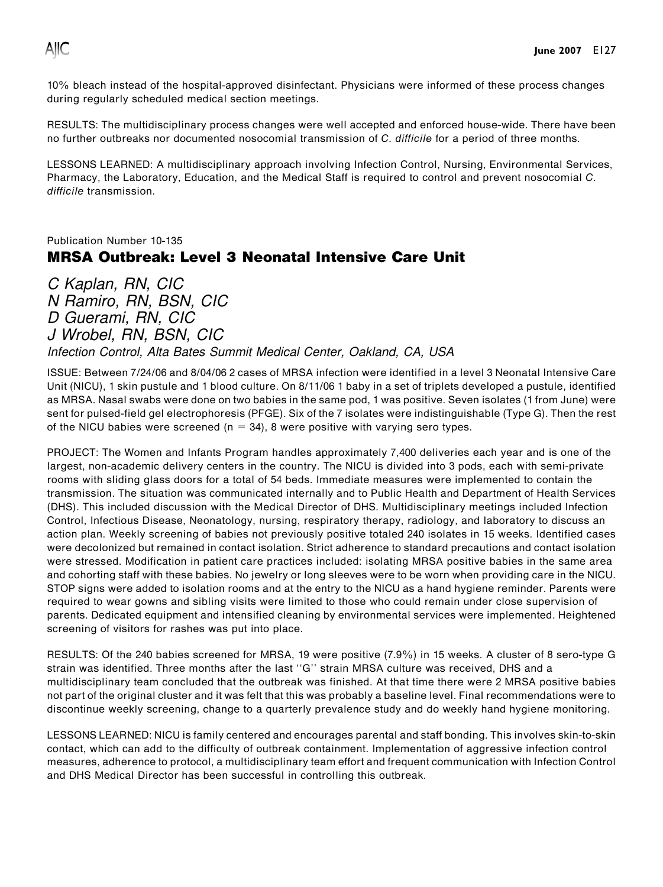10% bleach instead of the hospital-approved disinfectant. Physicians were informed of these process changes during regularly scheduled medical section meetings.

RESULTS: The multidisciplinary process changes were well accepted and enforced house-wide. There have been no further outbreaks nor documented nosocomial transmission of *C. difficile* for a period of three months.

LESSONS LEARNED: A multidisciplinary approach involving Infection Control, Nursing, Environmental Services, Pharmacy, the Laboratory, Education, and the Medical Staff is required to control and prevent nosocomial *C. difficile* transmission.

Publication Number 10-135

## MRSA Outbreak: Level 3 Neonatal Intensive Care Unit

*C Kaplan, RN, CIC*
*N Ramiro, RN, BSN, CIC*
*D Guerami, RN, CIC*
*J Wrobel, RN, BSN, CIC*

*Infection Control, Alta Bates Summit Medical Center, Oakland, CA, USA*

ISSUE: Between 7/24/06 and 8/04/06 2 cases of MRSA infection were identified in a level 3 Neonatal Intensive Care Unit (NICU), 1 skin pustule and 1 blood culture. On 8/11/06 1 baby in a set of triplets developed a pustule, identified as MRSA. Nasal swabs were done on two babies in the same pod, 1 was positive. Seven isolates (1 from June) were sent for pulsed-field gel electrophoresis (PFGE). Six of the 7 isolates were indistinguishable (Type G). Then the rest of the NICU babies were screened ($n = 34$), 8 were positive with varying sero types.

PROJECT: The Women and Infants Program handles approximately 7,400 deliveries each year and is one of the largest, non-academic delivery centers in the country. The NICU is divided into 3 pods, each with semi-private rooms with sliding glass doors for a total of 54 beds. Immediate measures were implemented to contain the transmission. The situation was communicated internally and to Public Health and Department of Health Services (DHS). This included discussion with the Medical Director of DHS. Multidisciplinary meetings included Infection Control, Infectious Disease, Neonatology, nursing, respiratory therapy, radiology, and laboratory to discuss an action plan. Weekly screening of babies not previously positive totaled 240 isolates in 15 weeks. Identified cases were decolonized but remained in contact isolation. Strict adherence to standard precautions and contact isolation were stressed. Modification in patient care practices included: isolating MRSA positive babies in the same area and cohorting staff with these babies. No jewelry or long sleeves were to be worn when providing care in the NICU. STOP signs were added to isolation rooms and at the entry to the NICU as a hand hygiene reminder. Parents were required to wear gowns and sibling visits were limited to those who could remain under close supervision of parents. Dedicated equipment and intensified cleaning by environmental services were implemented. Heightened screening of visitors for rashes was put into place.

RESULTS: Of the 240 babies screened for MRSA, 19 were positive (7.9%) in 15 weeks. A cluster of 8 sero-type G strain was identified. Three months after the last ''G'' strain MRSA culture was received, DHS and a multidisciplinary team concluded that the outbreak was finished. At that time there were 2 MRSA positive babies not part of the original cluster and it was felt that this was probably a baseline level. Final recommendations were to discontinue weekly screening, change to a quarterly prevalence study and do weekly hand hygiene monitoring.

LESSONS LEARNED: NICU is family centered and encourages parental and staff bonding. This involves skin-to-skin contact, which can add to the difficulty of outbreak containment. Implementation of aggressive infection control measures, adherence to protocol, a multidisciplinary team effort and frequent communication with Infection Control and DHS Medical Director has been successful in controlling this outbreak.